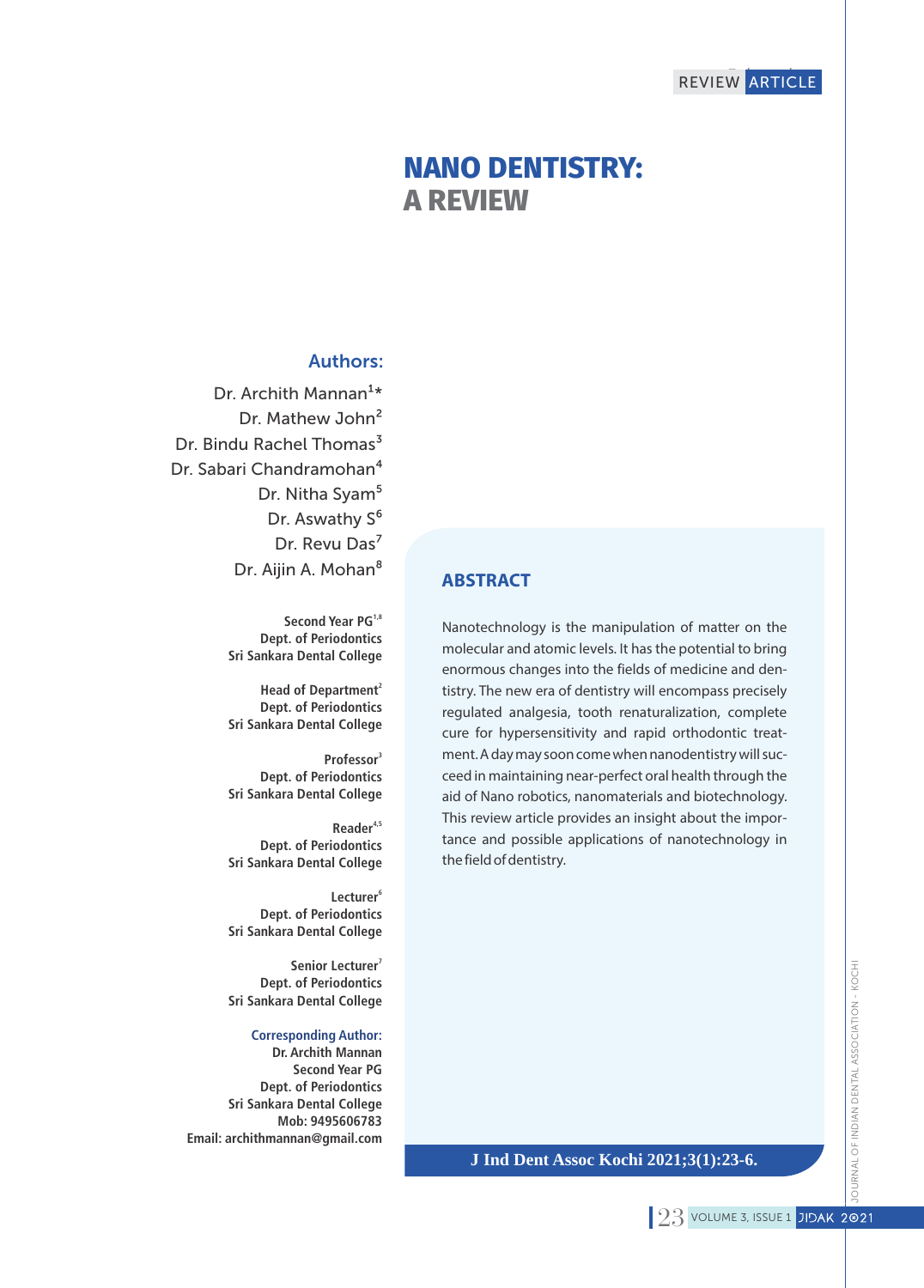REVIEW ARTICLE

# NANO DENTISTRY: A REVIEW

## Authors:

Dr. Archith Mannan[1*]
Dr. Mathew John[2]
Dr. Bindu Rachel Thomas[3]
Dr. Sabari Chandramohan[4]
Dr. Nitha Syam[5]
Dr. Aswathy S[6]
Dr. Revu Das[7]
Dr. Aijin A. Mohan[8]

**Second Year PG[1,8]**
**Dept. of Periodontics**
**Sri Sankara Dental College**

**Head of Department[2]**
**Dept. of Periodontics**
**Sri Sankara Dental College**

**Professor[3]**
**Dept. of Periodontics**
**Sri Sankara Dental College**

**Reader[4,5]**
**Dept. of Periodontics**
**Sri Sankara Dental College**

**Lecturer[6]**
**Dept. of Periodontics**
**Sri Sankara Dental College**

**Senior Lecturer[7]**
**Dept. of Periodontics**
**Sri Sankara Dental College**

**Corresponding Author:**
**Dr. Archith Mannan**
**Second Year PG**
**Dept. of Periodontics**
**Sri Sankara Dental College**
**Mob: 9495606783**
**Email: archithmannan@gmail.com**

## ABSTRACT

Nanotechnology is the manipulation of matter on the molecular and atomic levels. It has the potential to bring enormous changes into the fields of medicine and dentistry. The new era of dentistry will encompass precisely regulated analgesia, tooth renaturalization, complete cure for hypersensitivity and rapid orthodontic treatment. A day may soon come when nanodentistry will succeed in maintaining near-perfect oral health through the aid of Nano robotics, nanomaterials and biotechnology. This review article provides an insight about the importance and possible applications of nanotechnology in the field of dentistry.

**J Ind Dent Assoc Kochi 2021;3(1):23-6.**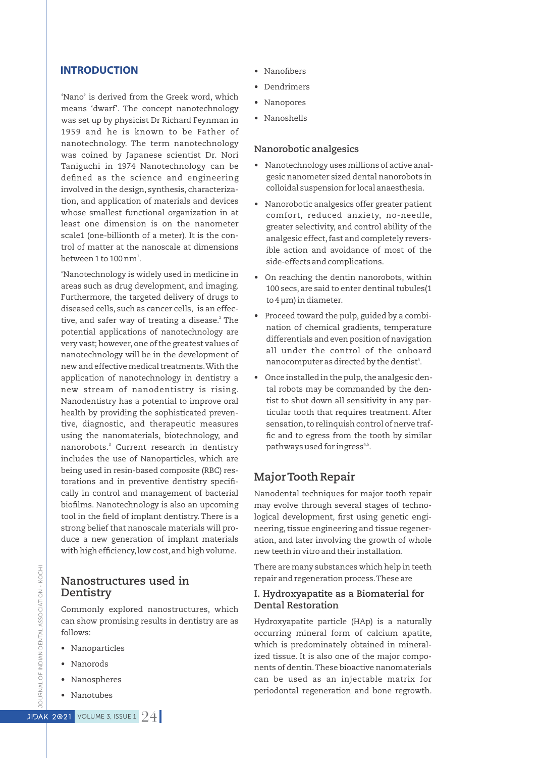## INTRODUCTION

'Nano' is derived from the Greek word, which means 'dwarf'. The concept nanotechnology was set up by physicist Dr Richard Feynman in 1959 and he is known to be Father of nanotechnology. The term nanotechnology was coined by Japanese scientist Dr. Nori Taniguchi in 1974 Nanotechnology can be defined as the science and engineering involved in the design, synthesis, characterization, and application of materials and devices whose smallest functional organization in at least one dimension is on the nanometer scale1 (one-billionth of a meter). It is the control of matter at the nanoscale at dimensions between 1 to 100 nm[1].

'Nanotechnology is widely used in medicine in areas such as drug development, and imaging. Furthermore, the targeted delivery of drugs to diseased cells, such as cancer cells, is an effective, and safer way of treating a disease.[2] The potential applications of nanotechnology are very vast; however, one of the greatest values of nanotechnology will be in the development of new and effective medical treatments. With the application of nanotechnology in dentistry a new stream of nanodentistry is rising. Nanodentistry has a potential to improve oral health by providing the sophisticated preventive, diagnostic, and therapeutic measures using the nanomaterials, biotechnology, and nanorobots.[3] Current research in dentistry includes the use of Nanoparticles, which are being used in resin-based composite (RBC) restorations and in preventive dentistry specifically in control and management of bacterial biofilms. Nanotechnology is also an upcoming tool in the field of implant dentistry. There is a strong belief that nanoscale materials will produce a new generation of implant materials with high efficiency, low cost, and high volume.

## Nanostructures used in Dentistry

Commonly explored nanostructures, which can show promising results in dentistry are as follows:

- Nanoparticles
- Nanorods
- Nanospheres
- Nanotubes
- Nanofibers
- Dendrimers
- Nanopores
- Nanoshells

### Nanorobotic analgesics

- Nanotechnology uses millions of active analgesic nanometer sized dental nanorobots in colloidal suspension for local anaesthesia.
- Nanorobotic analgesics offer greater patient comfort, reduced anxiety, no-needle, greater selectivity, and control ability of the analgesic effect, fast and completely reversible action and avoidance of most of the side-effects and complications.
- On reaching the dentin nanorobots, within 100 secs, are said to enter dentinal tubules(1 to 4 µm) in diameter.
- Proceed toward the pulp, guided by a combination of chemical gradients, temperature differentials and even position of navigation all under the control of the onboard nanocomputer as directed by the dentist[4].
- Once installed in the pulp, the analgesic dental robots may be commanded by the dentist to shut down all sensitivity in any particular tooth that requires treatment. After sensation, to relinquish control of nerve traffic and to egress from the tooth by similar pathways used for ingress[4,5].

## Major Tooth Repair

Nanodental techniques for major tooth repair may evolve through several stages of technological development, first using genetic engineering, tissue engineering and tissue regeneration, and later involving the growth of whole new teeth in vitro and their installation.

There are many substances which help in teeth repair and regeneration process. These are

### I. Hydroxyapatite as a Biomaterial for Dental Restoration

Hydroxyapatite particle (HAp) is a naturally occurring mineral form of calcium apatite, which is predominately obtained in mineralized tissue. It is also one of the major components of dentin. These bioactive nanomaterials can be used as an injectable matrix for periodontal regeneration and bone regrowth.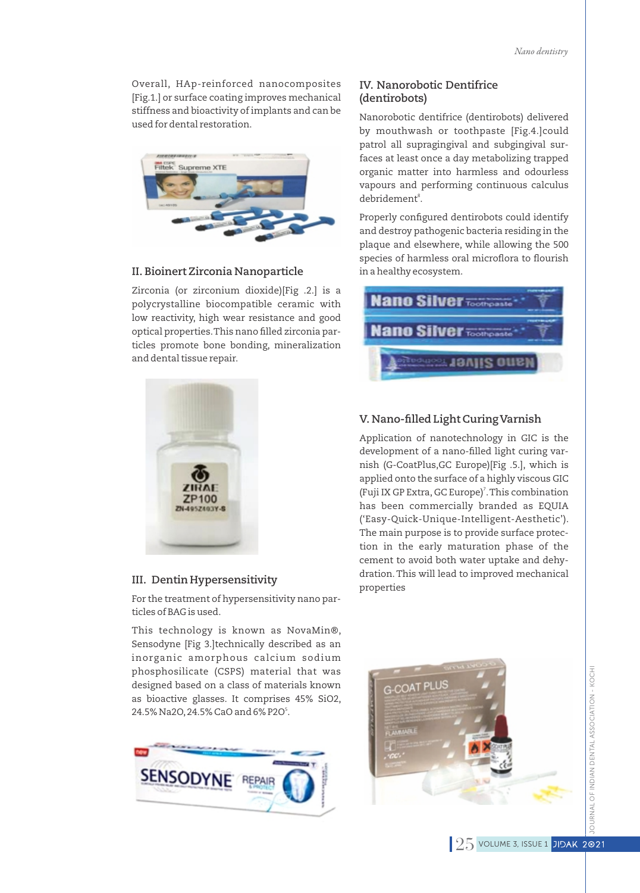Overall, HAp-reinforced nanocomposites [Fig.1.] or surface coating improves mechanical stiffness and bioactivity of implants and can be used for dental restoration.

## II. Bioinert Zirconia Nanoparticle

Zirconia (or zirconium dioxide)[Fig .2.] is a polycrystalline biocompatible ceramic with low reactivity, high wear resistance and good optical properties. This nano filled zirconia particles promote bone bonding, mineralization and dental tissue repair.

## III. Dentin Hypersensitivity

For the treatment of hypersensitivity nano particles of BAG is used.

This technology is known as NovaMin®, Sensodyne [Fig 3.]technically described as an inorganic amorphous calcium sodium phosphosilicate (CSPS) material that was designed based on a class of materials known as bioactive glasses. It comprises 45% $SiO_2$, 24.5% $Na_2O$, 24.5% CaO and 6% $P_2O^5$.

## IV. Nanorobotic Dentifrice (dentirobots)

Nanorobotic dentifrice (dentirobots) delivered by mouthwash or toothpaste [Fig.4.]could patrol all supragingival and subgingival surfaces at least once a day metabolizing trapped organic matter into harmless and odourless vapours and performing continuous calculus debridement[8].

Properly configured dentirobots could identify and destroy pathogenic bacteria residing in the plaque and elsewhere, while allowing the 500 species of harmless oral microflora to flourish in a healthy ecosystem.

## V. Nano-filled Light Curing Varnish

Application of nanotechnology in GIC is the development of a nano-filled light curing varnish (G-CoatPlus,GC Europe)[Fig .5.], which is applied onto the surface of a highly viscous GIC (Fuji IX GP Extra, GC Europe)[7]. This combination has been commercially branded as EQUIA ('Easy-Quick-Unique-Intelligent-Aesthetic'). The main purpose is to provide surface protection in the early maturation phase of the cement to avoid both water uptake and dehydration. This will lead to improved mechanical properties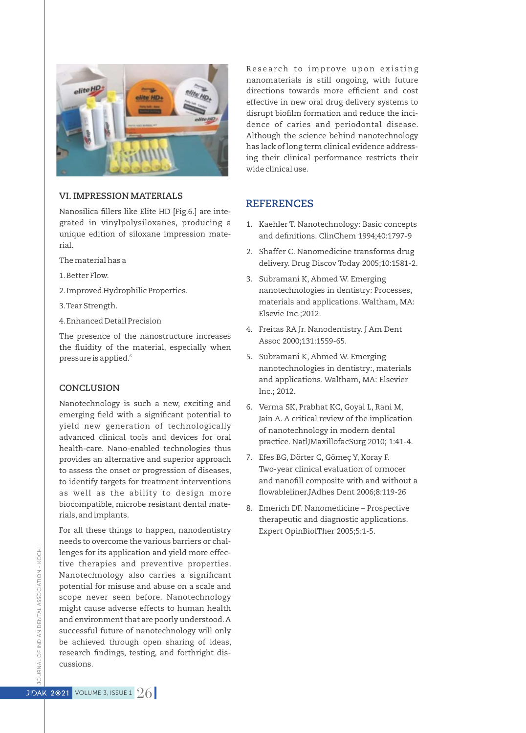## VI. IMPRESSION MATERIALS

Nanosilica fillers like Elite HD [Fig.6.] are integrated in vinylpolysiloxanes, producing a unique edition of siloxane impression material.

The material has a

1. Better Flow.

2. Improved Hydrophilic Properties.

3. Tear Strength.

4. Enhanced Detail Precision

The presence of the nanostructure increases the fluidity of the material, especially when pressure is applied.[6]

## CONCLUSION

Nanotechnology is such a new, exciting and emerging field with a significant potential to yield new generation of technologically advanced clinical tools and devices for oral health-care. Nano-enabled technologies thus provides an alternative and superior approach to assess the onset or progression of diseases, to identify targets for treatment interventions as well as the ability to design more biocompatible, microbe resistant dental materials, and implants.

For all these things to happen, nanodentistry needs to overcome the various barriers or challenges for its application and yield more effective therapies and preventive properties. Nanotechnology also carries a significant potential for misuse and abuse on a scale and scope never seen before. Nanotechnology might cause adverse effects to human health and environment that are poorly understood. A successful future of nanotechnology will only be achieved through open sharing of ideas, research findings, testing, and forthright discussions.

Research to improve upon existing nanomaterials is still ongoing, with future directions towards more efficient and cost effective in new oral drug delivery systems to disrupt biofilm formation and reduce the incidence of caries and periodontal disease. Although the science behind nanotechnology has lack of long term clinical evidence addressing their clinical performance restricts their wide clinical use.

## REFERENCES

1. Kaehler T. Nanotechnology: Basic concepts and definitions. ClinChem 1994;40:1797-9
2. Shaffer C. Nanomedicine transforms drug delivery. Drug Discov Today 2005;10:1581-2.
3. Subramani K, Ahmed W. Emerging nanotechnologies in dentistry: Processes, materials and applications. Waltham, MA: Elsevie Inc.;2012.
4. Freitas RA Jr. Nanodentistry. J Am Dent Assoc 2000;131:1559-65.
5. Subramani K, Ahmed W. Emerging nanotechnologies in dentistry:, materials and applications. Waltham, MA: Elsevier Inc.; 2012.
6. Verma SK, Prabhat KC, Goyal L, Rani M, Jain A. A critical review of the implication of nanotechnology in modern dental practice. NatlJMaxillofacSurg 2010; 1:41-4.
7. Efes BG, Dörter C, Gömeç Y, Koray F. Two-year clinical evaluation of ormocer and nanofill composite with and without a flowableliner.JAdhes Dent 2006;8:119-26
8. Emerich DF. Nanomedicine – Prospective therapeutic and diagnostic applications. Expert OpinBiolTher 2005;5:1-5.